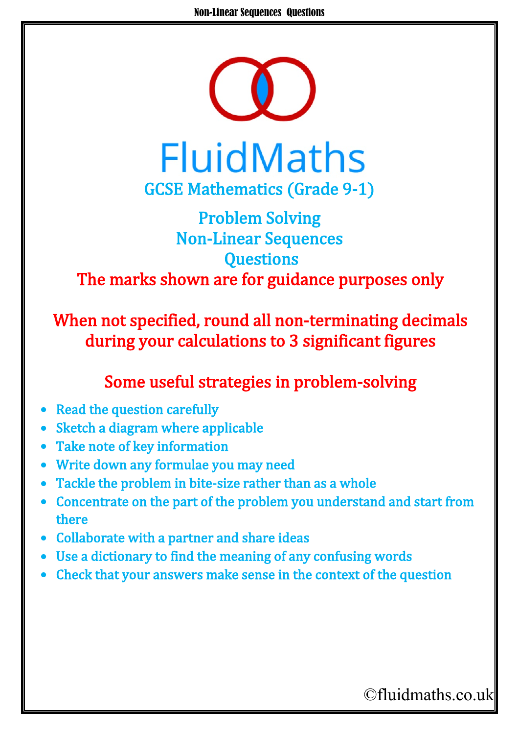# FluidMaths

## GCSE Mathematics (Grade 9-1)

## Problem Solving
## Non-Linear Sequences
## Questions

**The marks shown are for guidance purposes only**

**When not specified, round all non-terminating decimals during your calculations to 3 significant figures**

### Some useful strategies in problem-solving

- Read the question carefully
- Sketch a diagram where applicable
- Take note of key information
- Write down any formulae you may need
- Tackle the problem in bite-size rather than as a whole
- Concentrate on the part of the problem you understand and start from there
- Collaborate with a partner and share ideas
- Use a dictionary to find the meaning of any confusing words
- Check that your answers make sense in the context of the question

©fluidmaths.co.uk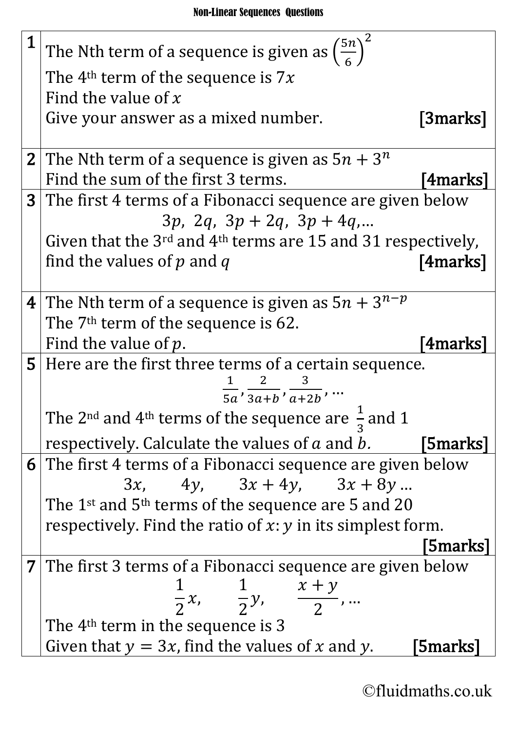# Non-Linear Sequences Questions

| | |
|---|---|
| **1** | The Nth term of a sequence is given as $\left(\frac{5n}{6}\right)^2$<br>The 4th term of the sequence is $7x$<br>Find the value of $x$<br>Give your answer as a mixed number. **[3marks]** |
| **2** | The Nth term of a sequence is given as $5n + 3^n$<br>Find the sum of the first 3 terms. **[4marks]** |
| **3** | The first 4 terms of a Fibonacci sequence are given below<br>$3p,\ 2q,\ 3p + 2q,\ 3p + 4q, \ldots$<br>Given that the 3rd and 4th terms are 15 and 31 respectively, find the values of $p$ and $q$ **[4marks]** |
| **4** | The Nth term of a sequence is given as $5n + 3^{n-p}$<br>The 7th term of the sequence is 62.<br>Find the value of $p$. **[4marks]** |
| **5** | Here are the first three terms of a certain sequence.<br>$\frac{1}{5a}, \frac{2}{3a+b}, \frac{3}{a+2b}, \ldots$<br>The 2nd and 4th terms of the sequence are $\frac{1}{3}$ and 1 respectively. Calculate the values of $a$ and $b$. **[5marks]** |
| **6** | The first 4 terms of a Fibonacci sequence are given below<br>$3x, \quad 4y, \quad 3x + 4y, \quad 3x + 8y \ldots$<br>The 1st and 5th terms of the sequence are 5 and 20 respectively. Find the ratio of $x : y$ in its simplest form. **[5marks]** |
| **7** | The first 3 terms of a Fibonacci sequence are given below<br>$\frac{1}{2}x, \quad \frac{1}{2}y, \quad \frac{x+y}{2}, \ldots$<br>The 4th term in the sequence is 3<br>Given that $y = 3x$, find the values of $x$ and $y$. **[5marks]** |

©fluidmaths.co.uk